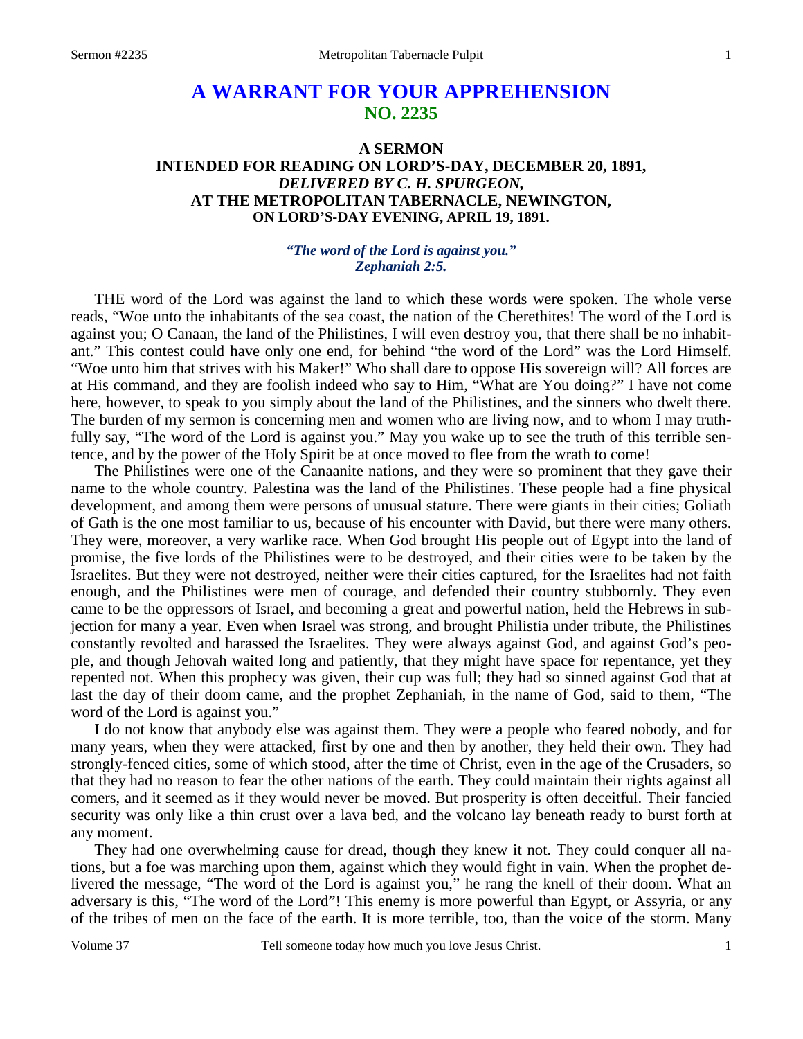# A WARRANT FOR YOUR APPREHENSION
## NO. 2235

### A SERMON
### INTENDED FOR READING ON LORD'S-DAY, DECEMBER 20, 1891,
### *DELIVERED BY C. H. SPURGEON,*
### AT THE METROPOLITAN TABERNACLE, NEWINGTON,
### ON LORD'S-DAY EVENING, APRIL 19, 1891.

***"The word of the Lord is against you." Zephaniah 2:5.***

THE word of the Lord was against the land to which these words were spoken. The whole verse reads, "Woe unto the inhabitants of the sea coast, the nation of the Cherethites! The word of the Lord is against you; O Canaan, the land of the Philistines, I will even destroy you, that there shall be no inhabitant." This contest could have only one end, for behind "the word of the Lord" was the Lord Himself. "Woe unto him that strives with his Maker!" Who shall dare to oppose His sovereign will? All forces are at His command, and they are foolish indeed who say to Him, "What are You doing?" I have not come here, however, to speak to you simply about the land of the Philistines, and the sinners who dwelt there. The burden of my sermon is concerning men and women who are living now, and to whom I may truthfully say, "The word of the Lord is against you." May you wake up to see the truth of this terrible sentence, and by the power of the Holy Spirit be at once moved to flee from the wrath to come!

The Philistines were one of the Canaanite nations, and they were so prominent that they gave their name to the whole country. Palestina was the land of the Philistines. These people had a fine physical development, and among them were persons of unusual stature. There were giants in their cities; Goliath of Gath is the one most familiar to us, because of his encounter with David, but there were many others. They were, moreover, a very warlike race. When God brought His people out of Egypt into the land of promise, the five lords of the Philistines were to be destroyed, and their cities were to be taken by the Israelites. But they were not destroyed, neither were their cities captured, for the Israelites had not faith enough, and the Philistines were men of courage, and defended their country stubbornly. They even came to be the oppressors of Israel, and becoming a great and powerful nation, held the Hebrews in subjection for many a year. Even when Israel was strong, and brought Philistia under tribute, the Philistines constantly revolted and harassed the Israelites. They were always against God, and against God's people, and though Jehovah waited long and patiently, that they might have space for repentance, yet they repented not. When this prophecy was given, their cup was full; they had so sinned against God that at last the day of their doom came, and the prophet Zephaniah, in the name of God, said to them, "The word of the Lord is against you."

I do not know that anybody else was against them. They were a people who feared nobody, and for many years, when they were attacked, first by one and then by another, they held their own. They had strongly-fenced cities, some of which stood, after the time of Christ, even in the age of the Crusaders, so that they had no reason to fear the other nations of the earth. They could maintain their rights against all comers, and it seemed as if they would never be moved. But prosperity is often deceitful. Their fancied security was only like a thin crust over a lava bed, and the volcano lay beneath ready to burst forth at any moment.

They had one overwhelming cause for dread, though they knew it not. They could conquer all nations, but a foe was marching upon them, against which they would fight in vain. When the prophet delivered the message, "The word of the Lord is against you," he rang the knell of their doom. What an adversary is this, "The word of the Lord"! This enemy is more powerful than Egypt, or Assyria, or any of the tribes of men on the face of the earth. It is more terrible, too, than the voice of the storm. Many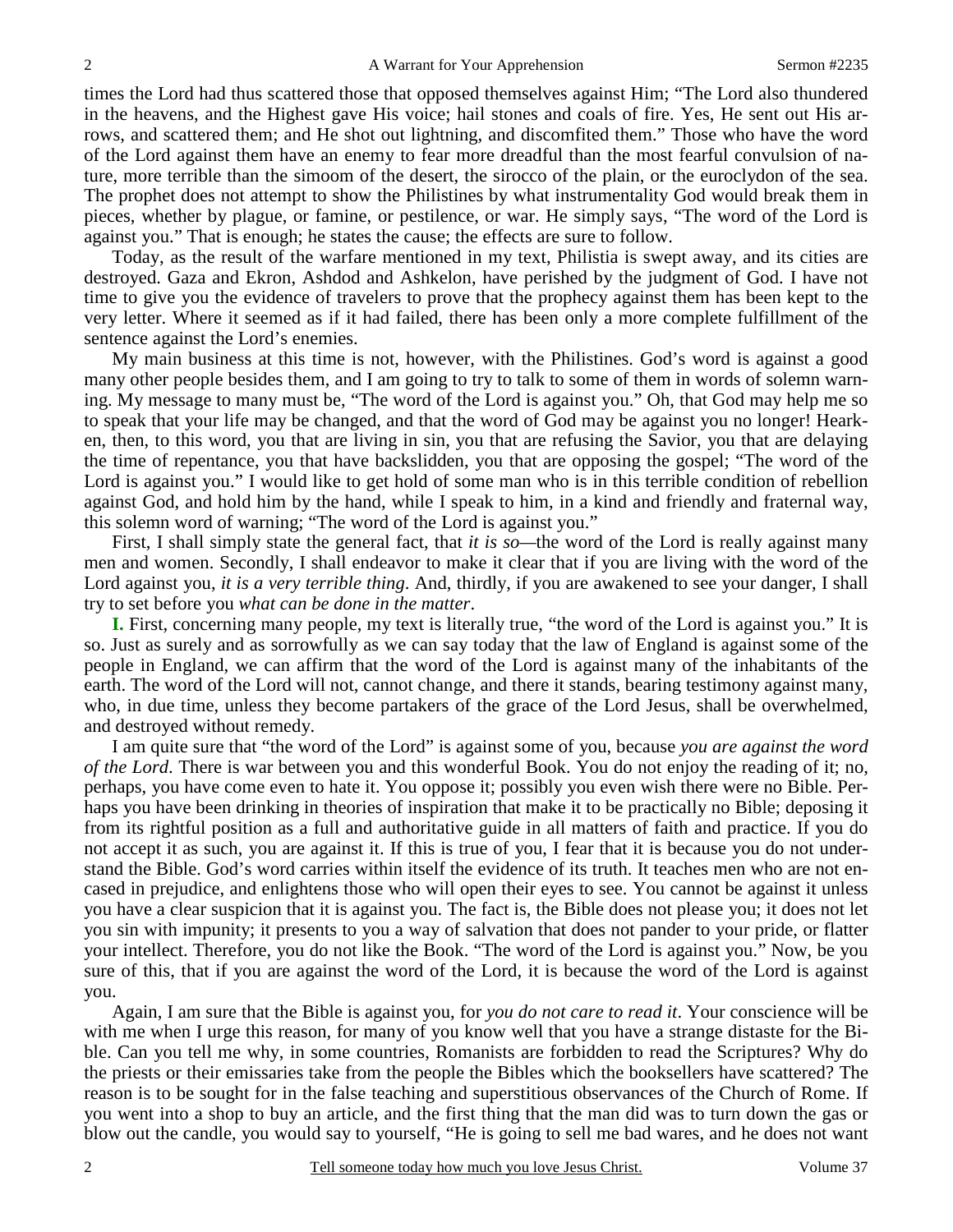times the Lord had thus scattered those that opposed themselves against Him; "The Lord also thundered in the heavens, and the Highest gave His voice; hail stones and coals of fire. Yes, He sent out His arrows, and scattered them; and He shot out lightning, and discomfited them." Those who have the word of the Lord against them have an enemy to fear more dreadful than the most fearful convulsion of nature, more terrible than the simoom of the desert, the sirocco of the plain, or the euroclydon of the sea. The prophet does not attempt to show the Philistines by what instrumentality God would break them in pieces, whether by plague, or famine, or pestilence, or war. He simply says, "The word of the Lord is against you." That is enough; he states the cause; the effects are sure to follow.

Today, as the result of the warfare mentioned in my text, Philistia is swept away, and its cities are destroyed. Gaza and Ekron, Ashdod and Ashkelon, have perished by the judgment of God. I have not time to give you the evidence of travelers to prove that the prophecy against them has been kept to the very letter. Where it seemed as if it had failed, there has been only a more complete fulfillment of the sentence against the Lord's enemies.

My main business at this time is not, however, with the Philistines. God's word is against a good many other people besides them, and I am going to try to talk to some of them in words of solemn warning. My message to many must be, "The word of the Lord is against you." Oh, that God may help me so to speak that your life may be changed, and that the word of God may be against you no longer! Hearken, then, to this word, you that are living in sin, you that are refusing the Savior, you that are delaying the time of repentance, you that have backslidden, you that are opposing the gospel; "The word of the Lord is against you." I would like to get hold of some man who is in this terrible condition of rebellion against God, and hold him by the hand, while I speak to him, in a kind and friendly and fraternal way, this solemn word of warning; "The word of the Lord is against you."

First, I shall simply state the general fact, that *it is so*—the word of the Lord is really against many men and women. Secondly, I shall endeavor to make it clear that if you are living with the word of the Lord against you, *it is a very terrible thing*. And, thirdly, if you are awakened to see your danger, I shall try to set before you *what can be done in the matter*.

**I.** First, concerning many people, my text is literally true, "the word of the Lord is against you." It is so. Just as surely and as sorrowfully as we can say today that the law of England is against some of the people in England, we can affirm that the word of the Lord is against many of the inhabitants of the earth. The word of the Lord will not, cannot change, and there it stands, bearing testimony against many, who, in due time, unless they become partakers of the grace of the Lord Jesus, shall be overwhelmed, and destroyed without remedy.

I am quite sure that "the word of the Lord" is against some of you, because *you are against the word of the Lord*. There is war between you and this wonderful Book. You do not enjoy the reading of it; no, perhaps, you have come even to hate it. You oppose it; possibly you even wish there were no Bible. Perhaps you have been drinking in theories of inspiration that make it to be practically no Bible; deposing it from its rightful position as a full and authoritative guide in all matters of faith and practice. If you do not accept it as such, you are against it. If this is true of you, I fear that it is because you do not understand the Bible. God's word carries within itself the evidence of its truth. It teaches men who are not encased in prejudice, and enlightens those who will open their eyes to see. You cannot be against it unless you have a clear suspicion that it is against you. The fact is, the Bible does not please you; it does not let you sin with impunity; it presents to you a way of salvation that does not pander to your pride, or flatter your intellect. Therefore, you do not like the Book. "The word of the Lord is against you." Now, be you sure of this, that if you are against the word of the Lord, it is because the word of the Lord is against you.

Again, I am sure that the Bible is against you, for *you do not care to read it*. Your conscience will be with me when I urge this reason, for many of you know well that you have a strange distaste for the Bible. Can you tell me why, in some countries, Romanists are forbidden to read the Scriptures? Why do the priests or their emissaries take from the people the Bibles which the booksellers have scattered? The reason is to be sought for in the false teaching and superstitious observances of the Church of Rome. If you went into a shop to buy an article, and the first thing that the man did was to turn down the gas or blow out the candle, you would say to yourself, "He is going to sell me bad wares, and he does not want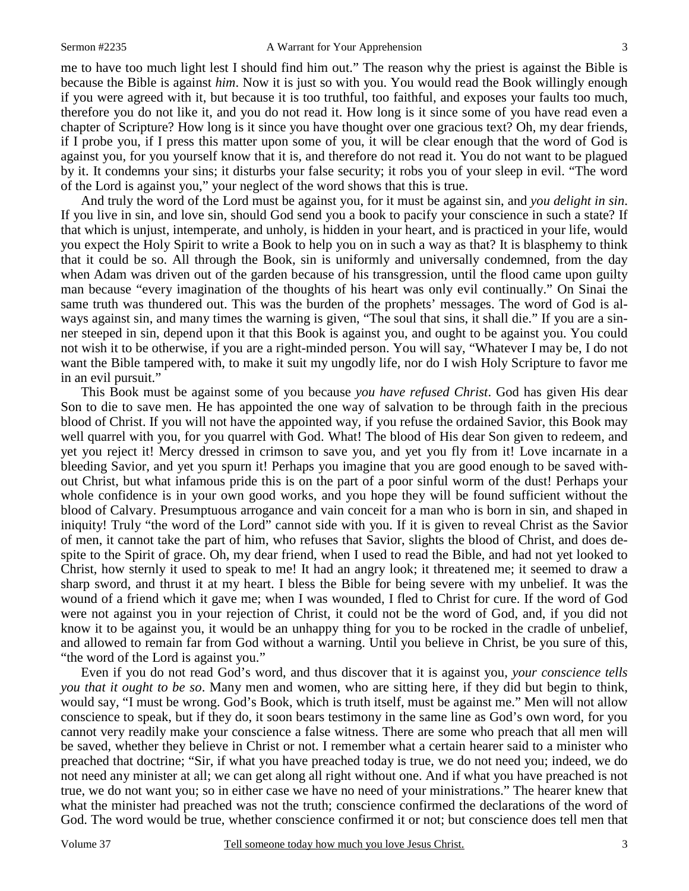me to have too much light lest I should find him out." The reason why the priest is against the Bible is because the Bible is against *him*. Now it is just so with you. You would read the Book willingly enough if you were agreed with it, but because it is too truthful, too faithful, and exposes your faults too much, therefore you do not like it, and you do not read it. How long is it since some of you have read even a chapter of Scripture? How long is it since you have thought over one gracious text? Oh, my dear friends, if I probe you, if I press this matter upon some of you, it will be clear enough that the word of God is against you, for you yourself know that it is, and therefore do not read it. You do not want to be plagued by it. It condemns your sins; it disturbs your false security; it robs you of your sleep in evil. "The word of the Lord is against you," your neglect of the word shows that this is true.

And truly the word of the Lord must be against you, for it must be against sin, and *you delight in sin*. If you live in sin, and love sin, should God send you a book to pacify your conscience in such a state? If that which is unjust, intemperate, and unholy, is hidden in your heart, and is practiced in your life, would you expect the Holy Spirit to write a Book to help you on in such a way as that? It is blasphemy to think that it could be so. All through the Book, sin is uniformly and universally condemned, from the day when Adam was driven out of the garden because of his transgression, until the flood came upon guilty man because "every imagination of the thoughts of his heart was only evil continually." On Sinai the same truth was thundered out. This was the burden of the prophets' messages. The word of God is always against sin, and many times the warning is given, "The soul that sins, it shall die." If you are a sinner steeped in sin, depend upon it that this Book is against you, and ought to be against you. You could not wish it to be otherwise, if you are a right-minded person. You will say, "Whatever I may be, I do not want the Bible tampered with, to make it suit my ungodly life, nor do I wish Holy Scripture to favor me in an evil pursuit."

This Book must be against some of you because *you have refused Christ*. God has given His dear Son to die to save men. He has appointed the one way of salvation to be through faith in the precious blood of Christ. If you will not have the appointed way, if you refuse the ordained Savior, this Book may well quarrel with you, for you quarrel with God. What! The blood of His dear Son given to redeem, and yet you reject it! Mercy dressed in crimson to save you, and yet you fly from it! Love incarnate in a bleeding Savior, and yet you spurn it! Perhaps you imagine that you are good enough to be saved without Christ, but what infamous pride this is on the part of a poor sinful worm of the dust! Perhaps your whole confidence is in your own good works, and you hope they will be found sufficient without the blood of Calvary. Presumptuous arrogance and vain conceit for a man who is born in sin, and shaped in iniquity! Truly "the word of the Lord" cannot side with you. If it is given to reveal Christ as the Savior of men, it cannot take the part of him, who refuses that Savior, slights the blood of Christ, and does despite to the Spirit of grace. Oh, my dear friend, when I used to read the Bible, and had not yet looked to Christ, how sternly it used to speak to me! It had an angry look; it threatened me; it seemed to draw a sharp sword, and thrust it at my heart. I bless the Bible for being severe with my unbelief. It was the wound of a friend which it gave me; when I was wounded, I fled to Christ for cure. If the word of God were not against you in your rejection of Christ, it could not be the word of God, and, if you did not know it to be against you, it would be an unhappy thing for you to be rocked in the cradle of unbelief, and allowed to remain far from God without a warning. Until you believe in Christ, be you sure of this, "the word of the Lord is against you."

Even if you do not read God's word, and thus discover that it is against you, *your conscience tells you that it ought to be so*. Many men and women, who are sitting here, if they did but begin to think, would say, "I must be wrong. God's Book, which is truth itself, must be against me." Men will not allow conscience to speak, but if they do, it soon bears testimony in the same line as God's own word, for you cannot very readily make your conscience a false witness. There are some who preach that all men will be saved, whether they believe in Christ or not. I remember what a certain hearer said to a minister who preached that doctrine; "Sir, if what you have preached today is true, we do not need you; indeed, we do not need any minister at all; we can get along all right without one. And if what you have preached is not true, we do not want you; so in either case we have no need of your ministrations." The hearer knew that what the minister had preached was not the truth; conscience confirmed the declarations of the word of God. The word would be true, whether conscience confirmed it or not; but conscience does tell men that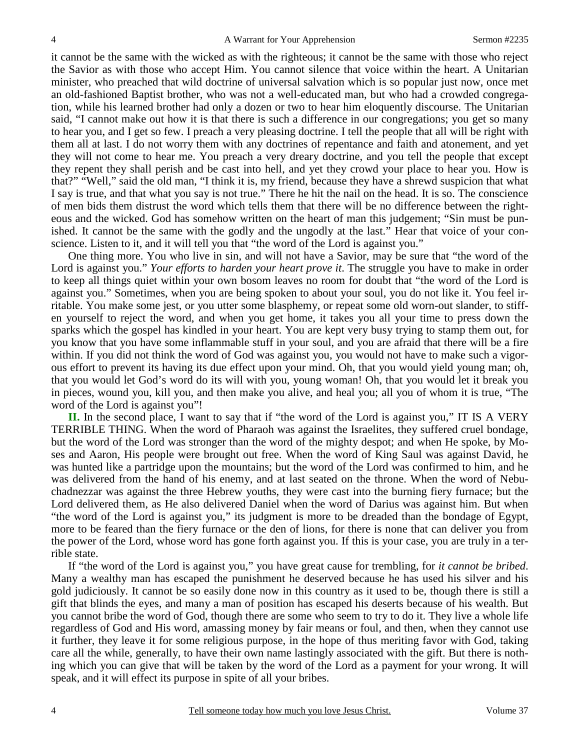it cannot be the same with the wicked as with the righteous; it cannot be the same with those who reject the Savior as with those who accept Him. You cannot silence that voice within the heart. A Unitarian minister, who preached that wild doctrine of universal salvation which is so popular just now, once met an old-fashioned Baptist brother, who was not a well-educated man, but who had a crowded congregation, while his learned brother had only a dozen or two to hear him eloquently discourse. The Unitarian said, "I cannot make out how it is that there is such a difference in our congregations; you get so many to hear you, and I get so few. I preach a very pleasing doctrine. I tell the people that all will be right with them all at last. I do not worry them with any doctrines of repentance and faith and atonement, and yet they will not come to hear me. You preach a very dreary doctrine, and you tell the people that except they repent they shall perish and be cast into hell, and yet they crowd your place to hear you. How is that?" "Well," said the old man, "I think it is, my friend, because they have a shrewd suspicion that what I say is true, and that what you say is not true." There he hit the nail on the head. It is so. The conscience of men bids them distrust the word which tells them that there will be no difference between the righteous and the wicked. God has somehow written on the heart of man this judgement; "Sin must be punished. It cannot be the same with the godly and the ungodly at the last." Hear that voice of your conscience. Listen to it, and it will tell you that "the word of the Lord is against you."

One thing more. You who live in sin, and will not have a Savior, may be sure that "the word of the Lord is against you." *Your efforts to harden your heart prove it*. The struggle you have to make in order to keep all things quiet within your own bosom leaves no room for doubt that "the word of the Lord is against you." Sometimes, when you are being spoken to about your soul, you do not like it. You feel irritable. You make some jest, or you utter some blasphemy, or repeat some old worn-out slander, to stiffen yourself to reject the word, and when you get home, it takes you all your time to press down the sparks which the gospel has kindled in your heart. You are kept very busy trying to stamp them out, for you know that you have some inflammable stuff in your soul, and you are afraid that there will be a fire within. If you did not think the word of God was against you, you would not have to make such a vigorous effort to prevent its having its due effect upon your mind. Oh, that you would yield young man; oh, that you would let God's word do its will with you, young woman! Oh, that you would let it break you in pieces, wound you, kill you, and then make you alive, and heal you; all you of whom it is true, "The word of the Lord is against you"!

**II.** In the second place, I want to say that if "the word of the Lord is against you," IT IS A VERY TERRIBLE THING. When the word of Pharaoh was against the Israelites, they suffered cruel bondage, but the word of the Lord was stronger than the word of the mighty despot; and when He spoke, by Moses and Aaron, His people were brought out free. When the word of King Saul was against David, he was hunted like a partridge upon the mountains; but the word of the Lord was confirmed to him, and he was delivered from the hand of his enemy, and at last seated on the throne. When the word of Nebuchadnezzar was against the three Hebrew youths, they were cast into the burning fiery furnace; but the Lord delivered them, as He also delivered Daniel when the word of Darius was against him. But when "the word of the Lord is against you," its judgment is more to be dreaded than the bondage of Egypt, more to be feared than the fiery furnace or the den of lions, for there is none that can deliver you from the power of the Lord, whose word has gone forth against you. If this is your case, you are truly in a terrible state.

If "the word of the Lord is against you," you have great cause for trembling, for *it cannot be bribed*. Many a wealthy man has escaped the punishment he deserved because he has used his silver and his gold judiciously. It cannot be so easily done now in this country as it used to be, though there is still a gift that blinds the eyes, and many a man of position has escaped his deserts because of his wealth. But you cannot bribe the word of God, though there are some who seem to try to do it. They live a whole life regardless of God and His word, amassing money by fair means or foul, and then, when they cannot use it further, they leave it for some religious purpose, in the hope of thus meriting favor with God, taking care all the while, generally, to have their own name lastingly associated with the gift. But there is nothing which you can give that will be taken by the word of the Lord as a payment for your wrong. It will speak, and it will effect its purpose in spite of all your bribes.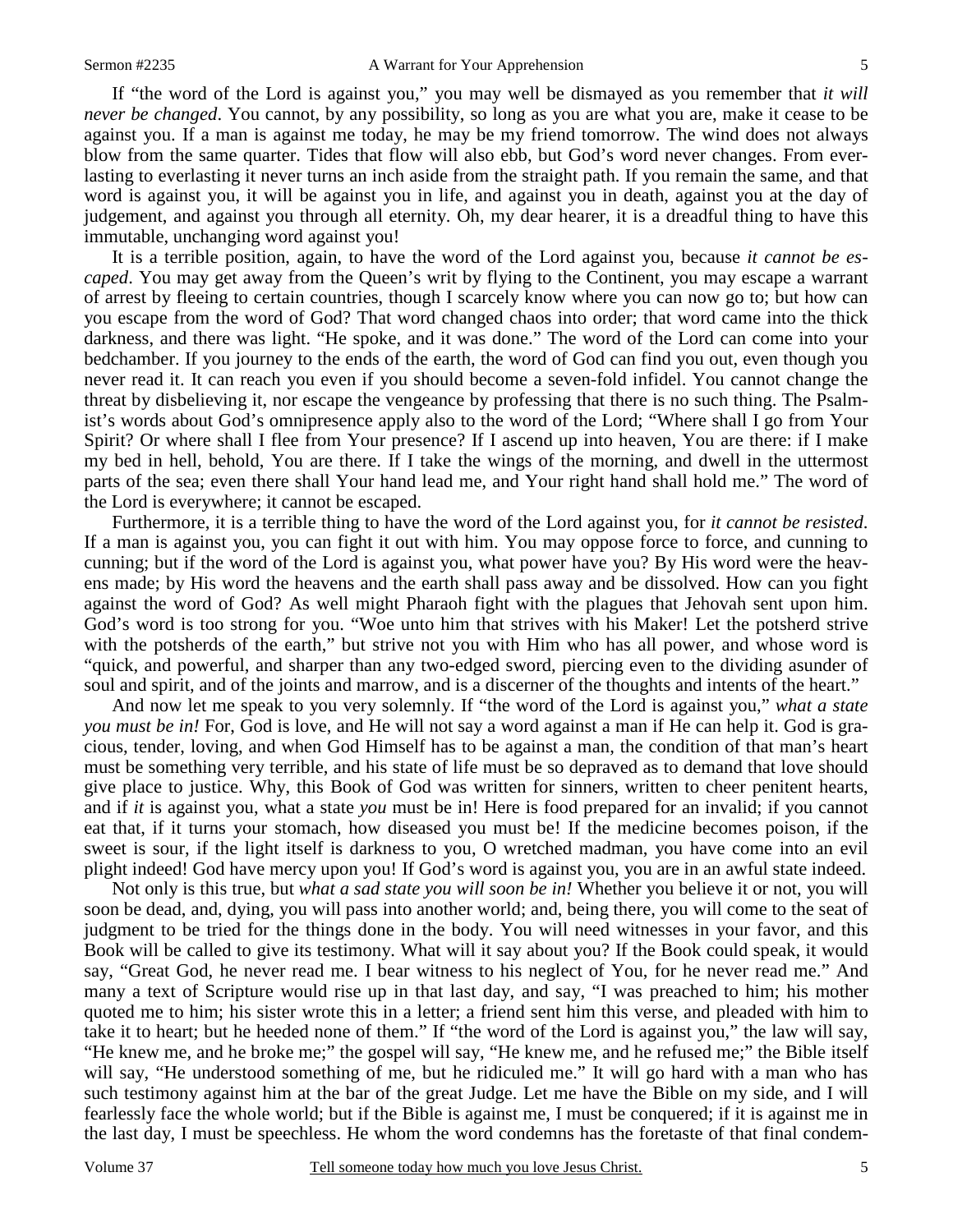If "the word of the Lord is against you," you may well be dismayed as you remember that *it will never be changed*. You cannot, by any possibility, so long as you are what you are, make it cease to be against you. If a man is against me today, he may be my friend tomorrow. The wind does not always blow from the same quarter. Tides that flow will also ebb, but God's word never changes. From everlasting to everlasting it never turns an inch aside from the straight path. If you remain the same, and that word is against you, it will be against you in life, and against you in death, against you at the day of judgement, and against you through all eternity. Oh, my dear hearer, it is a dreadful thing to have this immutable, unchanging word against you!

It is a terrible position, again, to have the word of the Lord against you, because *it cannot be escaped*. You may get away from the Queen's writ by flying to the Continent, you may escape a warrant of arrest by fleeing to certain countries, though I scarcely know where you can now go to; but how can you escape from the word of God? That word changed chaos into order; that word came into the thick darkness, and there was light. "He spoke, and it was done." The word of the Lord can come into your bedchamber. If you journey to the ends of the earth, the word of God can find you out, even though you never read it. It can reach you even if you should become a seven-fold infidel. You cannot change the threat by disbelieving it, nor escape the vengeance by professing that there is no such thing. The Psalmist's words about God's omnipresence apply also to the word of the Lord; "Where shall I go from Your Spirit? Or where shall I flee from Your presence? If I ascend up into heaven, You are there: if I make my bed in hell, behold, You are there. If I take the wings of the morning, and dwell in the uttermost parts of the sea; even there shall Your hand lead me, and Your right hand shall hold me." The word of the Lord is everywhere; it cannot be escaped.

Furthermore, it is a terrible thing to have the word of the Lord against you, for *it cannot be resisted*. If a man is against you, you can fight it out with him. You may oppose force to force, and cunning to cunning; but if the word of the Lord is against you, what power have you? By His word were the heavens made; by His word the heavens and the earth shall pass away and be dissolved. How can you fight against the word of God? As well might Pharaoh fight with the plagues that Jehovah sent upon him. God's word is too strong for you. "Woe unto him that strives with his Maker! Let the potsherd strive with the potsherds of the earth," but strive not you with Him who has all power, and whose word is "quick, and powerful, and sharper than any two-edged sword, piercing even to the dividing asunder of soul and spirit, and of the joints and marrow, and is a discerner of the thoughts and intents of the heart."

And now let me speak to you very solemnly. If "the word of the Lord is against you," *what a state you must be in!* For, God is love, and He will not say a word against a man if He can help it. God is gracious, tender, loving, and when God Himself has to be against a man, the condition of that man's heart must be something very terrible, and his state of life must be so depraved as to demand that love should give place to justice. Why, this Book of God was written for sinners, written to cheer penitent hearts, and if *it* is against you, what a state *you* must be in! Here is food prepared for an invalid; if you cannot eat that, if it turns your stomach, how diseased you must be! If the medicine becomes poison, if the sweet is sour, if the light itself is darkness to you, O wretched madman, you have come into an evil plight indeed! God have mercy upon you! If God's word is against you, you are in an awful state indeed.

Not only is this true, but *what a sad state you will soon be in!* Whether you believe it or not, you will soon be dead, and, dying, you will pass into another world; and, being there, you will come to the seat of judgment to be tried for the things done in the body. You will need witnesses in your favor, and this Book will be called to give its testimony. What will it say about you? If the Book could speak, it would say, "Great God, he never read me. I bear witness to his neglect of You, for he never read me." And many a text of Scripture would rise up in that last day, and say, "I was preached to him; his mother quoted me to him; his sister wrote this in a letter; a friend sent him this verse, and pleaded with him to take it to heart; but he heeded none of them." If "the word of the Lord is against you," the law will say, "He knew me, and he broke me;" the gospel will say, "He knew me, and he refused me;" the Bible itself will say, "He understood something of me, but he ridiculed me." It will go hard with a man who has such testimony against him at the bar of the great Judge. Let me have the Bible on my side, and I will fearlessly face the whole world; but if the Bible is against me, I must be conquered; if it is against me in the last day, I must be speechless. He whom the word condemns has the foretaste of that final condem-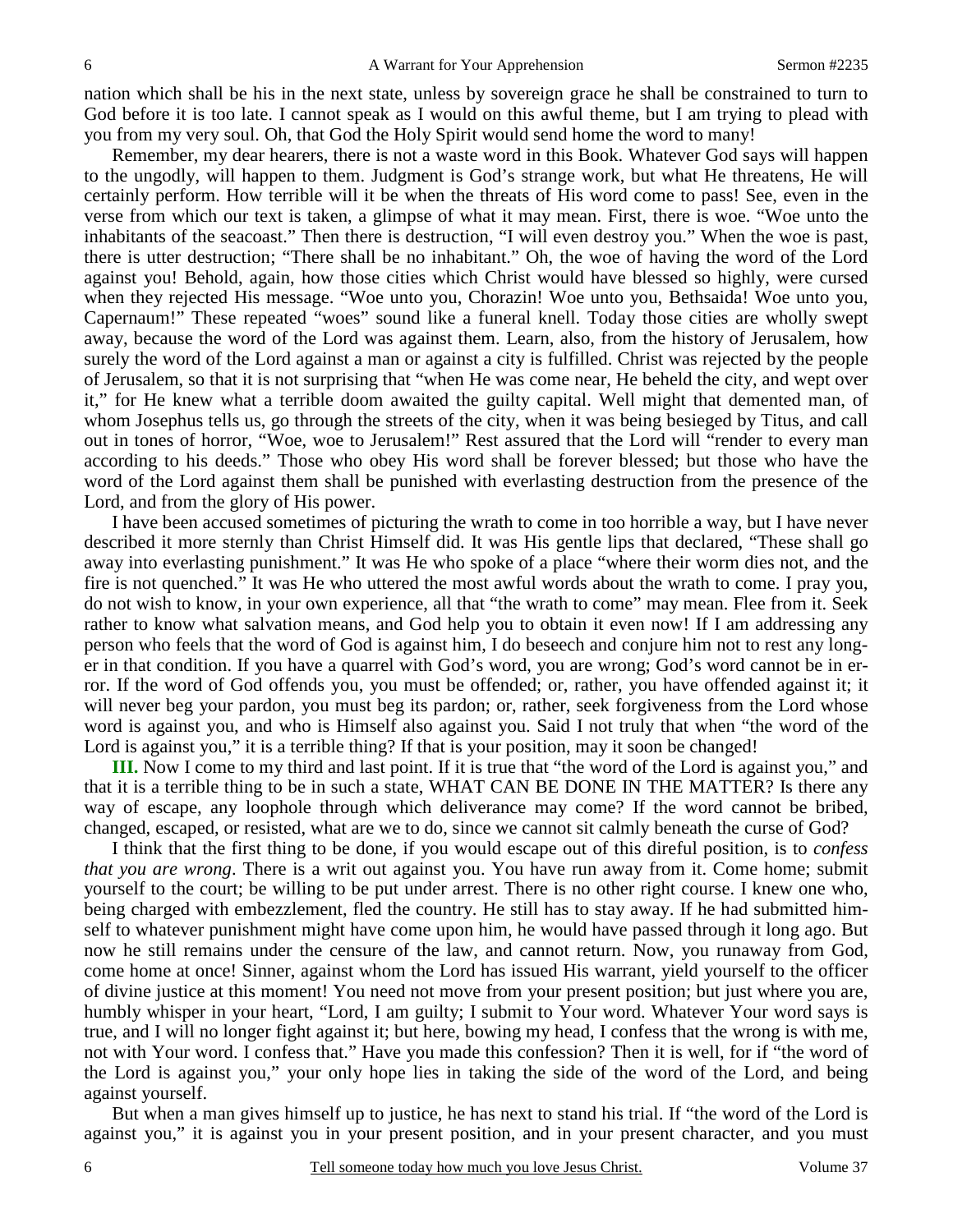nation which shall be his in the next state, unless by sovereign grace he shall be constrained to turn to God before it is too late. I cannot speak as I would on this awful theme, but I am trying to plead with you from my very soul. Oh, that God the Holy Spirit would send home the word to many!

Remember, my dear hearers, there is not a waste word in this Book. Whatever God says will happen to the ungodly, will happen to them. Judgment is God's strange work, but what He threatens, He will certainly perform. How terrible will it be when the threats of His word come to pass! See, even in the verse from which our text is taken, a glimpse of what it may mean. First, there is woe. "Woe unto the inhabitants of the seacoast." Then there is destruction, "I will even destroy you." When the woe is past, there is utter destruction; "There shall be no inhabitant." Oh, the woe of having the word of the Lord against you! Behold, again, how those cities which Christ would have blessed so highly, were cursed when they rejected His message. "Woe unto you, Chorazin! Woe unto you, Bethsaida! Woe unto you, Capernaum!" These repeated "woes" sound like a funeral knell. Today those cities are wholly swept away, because the word of the Lord was against them. Learn, also, from the history of Jerusalem, how surely the word of the Lord against a man or against a city is fulfilled. Christ was rejected by the people of Jerusalem, so that it is not surprising that "when He was come near, He beheld the city, and wept over it," for He knew what a terrible doom awaited the guilty capital. Well might that demented man, of whom Josephus tells us, go through the streets of the city, when it was being besieged by Titus, and call out in tones of horror, "Woe, woe to Jerusalem!" Rest assured that the Lord will "render to every man according to his deeds." Those who obey His word shall be forever blessed; but those who have the word of the Lord against them shall be punished with everlasting destruction from the presence of the Lord, and from the glory of His power.

I have been accused sometimes of picturing the wrath to come in too horrible a way, but I have never described it more sternly than Christ Himself did. It was His gentle lips that declared, "These shall go away into everlasting punishment." It was He who spoke of a place "where their worm dies not, and the fire is not quenched." It was He who uttered the most awful words about the wrath to come. I pray you, do not wish to know, in your own experience, all that "the wrath to come" may mean. Flee from it. Seek rather to know what salvation means, and God help you to obtain it even now! If I am addressing any person who feels that the word of God is against him, I do beseech and conjure him not to rest any longer in that condition. If you have a quarrel with God's word, you are wrong; God's word cannot be in error. If the word of God offends you, you must be offended; or, rather, you have offended against it; it will never beg your pardon, you must beg its pardon; or, rather, seek forgiveness from the Lord whose word is against you, and who is Himself also against you. Said I not truly that when "the word of the Lord is against you," it is a terrible thing? If that is your position, may it soon be changed!

**III.** Now I come to my third and last point. If it is true that "the word of the Lord is against you," and that it is a terrible thing to be in such a state, WHAT CAN BE DONE IN THE MATTER? Is there any way of escape, any loophole through which deliverance may come? If the word cannot be bribed, changed, escaped, or resisted, what are we to do, since we cannot sit calmly beneath the curse of God?

I think that the first thing to be done, if you would escape out of this direful position, is to *confess that you are wrong*. There is a writ out against you. You have run away from it. Come home; submit yourself to the court; be willing to be put under arrest. There is no other right course. I knew one who, being charged with embezzlement, fled the country. He still has to stay away. If he had submitted himself to whatever punishment might have come upon him, he would have passed through it long ago. But now he still remains under the censure of the law, and cannot return. Now, you runaway from God, come home at once! Sinner, against whom the Lord has issued His warrant, yield yourself to the officer of divine justice at this moment! You need not move from your present position; but just where you are, humbly whisper in your heart, "Lord, I am guilty; I submit to Your word. Whatever Your word says is true, and I will no longer fight against it; but here, bowing my head, I confess that the wrong is with me, not with Your word. I confess that." Have you made this confession? Then it is well, for if "the word of the Lord is against you," your only hope lies in taking the side of the word of the Lord, and being against yourself.

But when a man gives himself up to justice, he has next to stand his trial. If "the word of the Lord is against you," it is against you in your present position, and in your present character, and you must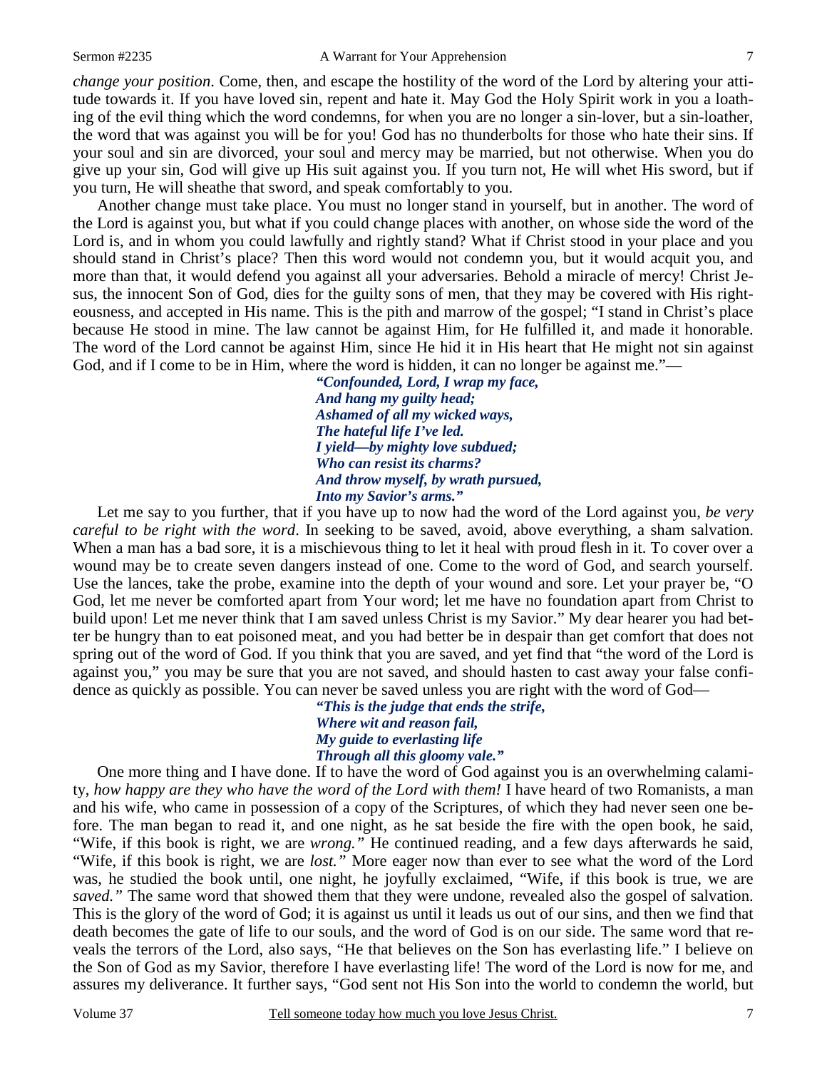*change your position*. Come, then, and escape the hostility of the word of the Lord by altering your attitude towards it. If you have loved sin, repent and hate it. May God the Holy Spirit work in you a loathing of the evil thing which the word condemns, for when you are no longer a sin-lover, but a sin-loather, the word that was against you will be for you! God has no thunderbolts for those who hate their sins. If your soul and sin are divorced, your soul and mercy may be married, but not otherwise. When you do give up your sin, God will give up His suit against you. If you turn not, He will whet His sword, but if you turn, He will sheathe that sword, and speak comfortably to you.

Another change must take place. You must no longer stand in yourself, but in another. The word of the Lord is against you, but what if you could change places with another, on whose side the word of the Lord is, and in whom you could lawfully and rightly stand? What if Christ stood in your place and you should stand in Christ's place? Then this word would not condemn you, but it would acquit you, and more than that, it would defend you against all your adversaries. Behold a miracle of mercy! Christ Jesus, the innocent Son of God, dies for the guilty sons of men, that they may be covered with His righteousness, and accepted in His name. This is the pith and marrow of the gospel; "I stand in Christ's place because He stood in mine. The law cannot be against Him, for He fulfilled it, and made it honorable. The word of the Lord cannot be against Him, since He hid it in His heart that He might not sin against God, and if I come to be in Him, where the word is hidden, it can no longer be against me."—

> ***"Confounded, Lord, I wrap my face,***
> ***And hang my guilty head;***
> ***Ashamed of all my wicked ways,***
> ***The hateful life I've led.***
> ***I yield—by mighty love subdued;***
> ***Who can resist its charms?***
> ***And throw myself, by wrath pursued,***
> ***Into my Savior's arms."***

Let me say to you further, that if you have up to now had the word of the Lord against you, *be very careful to be right with the word*. In seeking to be saved, avoid, above everything, a sham salvation. When a man has a bad sore, it is a mischievous thing to let it heal with proud flesh in it. To cover over a wound may be to create seven dangers instead of one. Come to the word of God, and search yourself. Use the lances, take the probe, examine into the depth of your wound and sore. Let your prayer be, "O God, let me never be comforted apart from Your word; let me have no foundation apart from Christ to build upon! Let me never think that I am saved unless Christ is my Savior." My dear hearer you had better be hungry than to eat poisoned meat, and you had better be in despair than get comfort that does not spring out of the word of God. If you think that you are saved, and yet find that "the word of the Lord is against you," you may be sure that you are not saved, and should hasten to cast away your false confidence as quickly as possible. You can never be saved unless you are right with the word of God—

> ***"This is the judge that ends the strife,***
> ***Where wit and reason fail,***
> ***My guide to everlasting life***
> ***Through all this gloomy vale."***

One more thing and I have done. If to have the word of God against you is an overwhelming calamity, *how happy are they who have the word of the Lord with them!* I have heard of two Romanists, a man and his wife, who came in possession of a copy of the Scriptures, of which they had never seen one before. The man began to read it, and one night, as he sat beside the fire with the open book, he said, "Wife, if this book is right, we are *wrong."* He continued reading, and a few days afterwards he said, "Wife, if this book is right, we are *lost."* More eager now than ever to see what the word of the Lord was, he studied the book until, one night, he joyfully exclaimed, "Wife, if this book is true, we are *saved."* The same word that showed them that they were undone, revealed also the gospel of salvation. This is the glory of the word of God; it is against us until it leads us out of our sins, and then we find that death becomes the gate of life to our souls, and the word of God is on our side. The same word that reveals the terrors of the Lord, also says, "He that believes on the Son has everlasting life." I believe on the Son of God as my Savior, therefore I have everlasting life! The word of the Lord is now for me, and assures my deliverance. It further says, "God sent not His Son into the world to condemn the world, but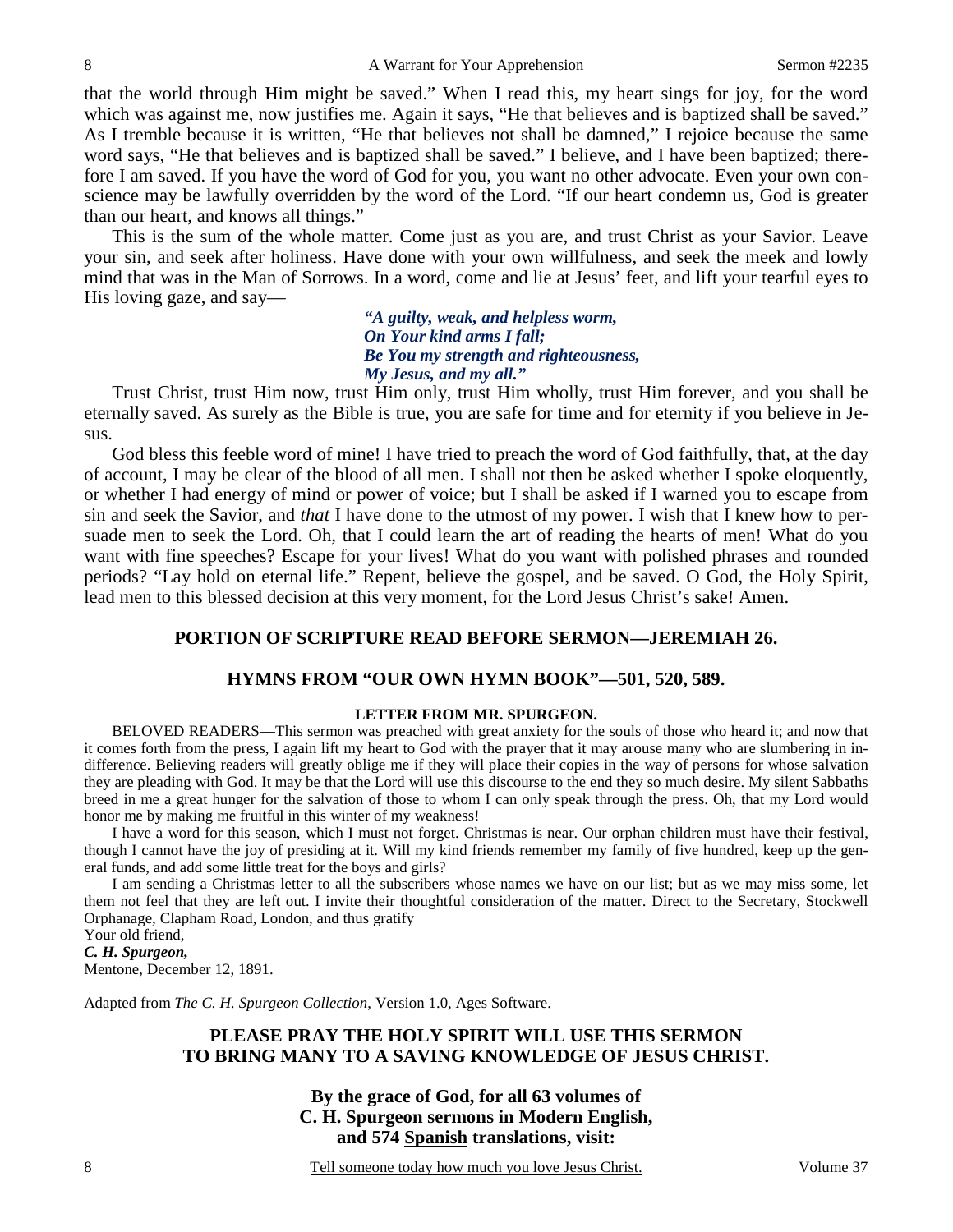that the world through Him might be saved." When I read this, my heart sings for joy, for the word which was against me, now justifies me. Again it says, "He that believes and is baptized shall be saved." As I tremble because it is written, "He that believes not shall be damned," I rejoice because the same word says, "He that believes and is baptized shall be saved." I believe, and I have been baptized; therefore I am saved. If you have the word of God for you, you want no other advocate. Even your own conscience may be lawfully overridden by the word of the Lord. "If our heart condemn us, God is greater than our heart, and knows all things."

This is the sum of the whole matter. Come just as you are, and trust Christ as your Savior. Leave your sin, and seek after holiness. Have done with your own willfulness, and seek the meek and lowly mind that was in the Man of Sorrows. In a word, come and lie at Jesus' feet, and lift your tearful eyes to His loving gaze, and say—

> ***"A guilty, weak, and helpless worm,***
> ***On Your kind arms I fall;***
> ***Be You my strength and righteousness,***
> ***My Jesus, and my all."***

Trust Christ, trust Him now, trust Him only, trust Him wholly, trust Him forever, and you shall be eternally saved. As surely as the Bible is true, you are safe for time and for eternity if you believe in Jesus.

God bless this feeble word of mine! I have tried to preach the word of God faithfully, that, at the day of account, I may be clear of the blood of all men. I shall not then be asked whether I spoke eloquently, or whether I had energy of mind or power of voice; but I shall be asked if I warned you to escape from sin and seek the Savior, and *that* I have done to the utmost of my power. I wish that I knew how to persuade men to seek the Lord. Oh, that I could learn the art of reading the hearts of men! What do you want with fine speeches? Escape for your lives! What do you want with polished phrases and rounded periods? "Lay hold on eternal life." Repent, believe the gospel, and be saved. O God, the Holy Spirit, lead men to this blessed decision at this very moment, for the Lord Jesus Christ's sake! Amen.

## PORTION OF SCRIPTURE READ BEFORE SERMON—JEREMIAH 26.

## HYMNS FROM "OUR OWN HYMN BOOK"—501, 520, 589.

### LETTER FROM MR. SPURGEON.

BELOVED READERS—This sermon was preached with great anxiety for the souls of those who heard it; and now that it comes forth from the press, I again lift my heart to God with the prayer that it may arouse many who are slumbering in indifference. Believing readers will greatly oblige me if they will place their copies in the way of persons for whose salvation they are pleading with God. It may be that the Lord will use this discourse to the end they so much desire. My silent Sabbaths breed in me a great hunger for the salvation of those to whom I can only speak through the press. Oh, that my Lord would honor me by making me fruitful in this winter of my weakness!

I have a word for this season, which I must not forget. Christmas is near. Our orphan children must have their festival, though I cannot have the joy of presiding at it. Will my kind friends remember my family of five hundred, keep up the general funds, and add some little treat for the boys and girls?

I am sending a Christmas letter to all the subscribers whose names we have on our list; but as we may miss some, let them not feel that they are left out. I invite their thoughtful consideration of the matter. Direct to the Secretary, Stockwell Orphanage, Clapham Road, London, and thus gratify

Your old friend,
***C. H. Spurgeon,***
Mentone, December 12, 1891.

Adapted from *The C. H. Spurgeon Collection*, Version 1.0, Ages Software.

**PLEASE PRAY THE HOLY SPIRIT WILL USE THIS SERMON TO BRING MANY TO A SAVING KNOWLEDGE OF JESUS CHRIST.**

**By the grace of God, for all 63 volumes of C. H. Spurgeon sermons in Modern English, and 574 Spanish translations, visit:**

Tell someone today how much you love Jesus Christ.